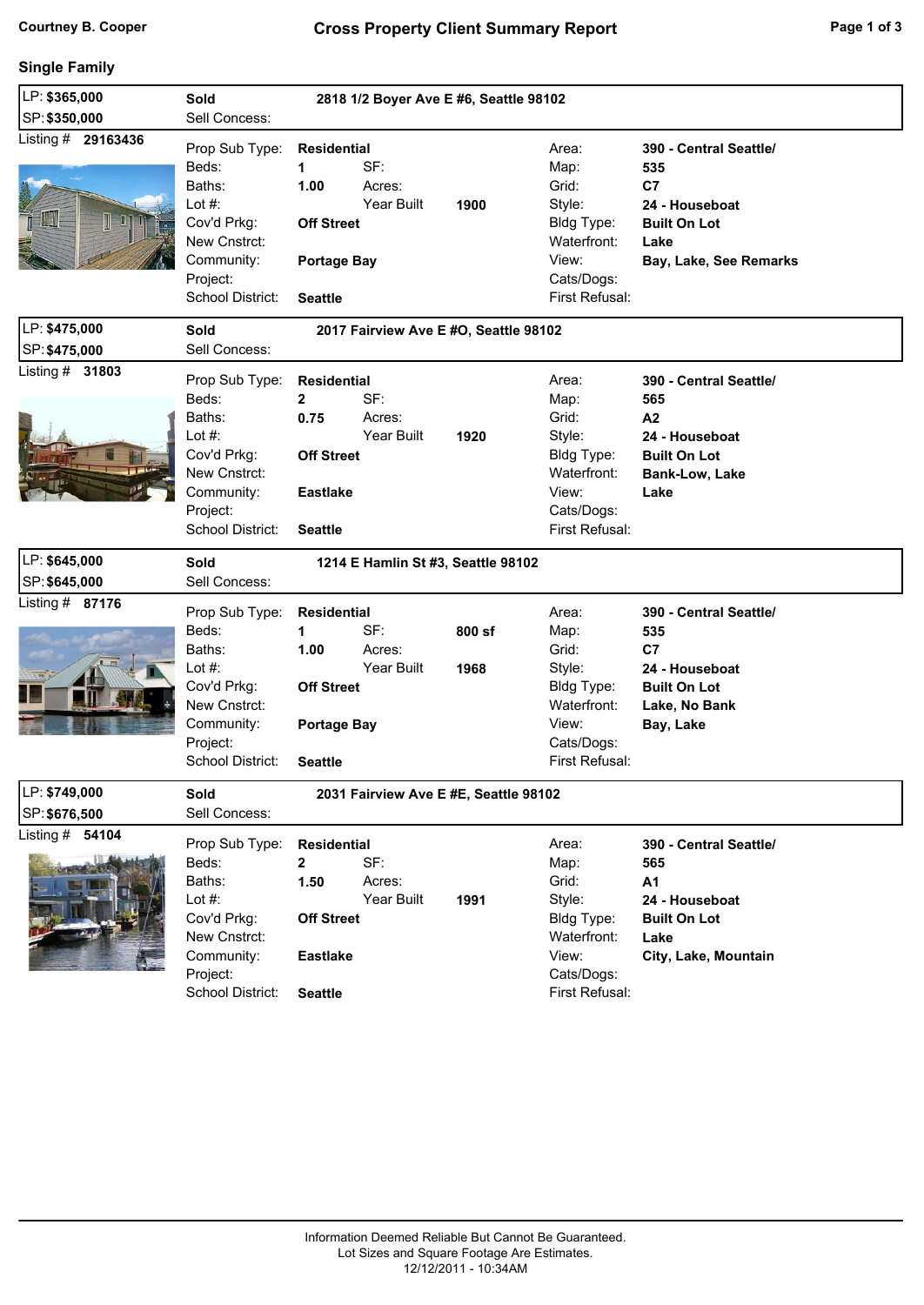## Single Family

**LP: $365,000** | **SP: $350,000** | **Sold** | Sell Concess: | **2818 1/2 Boyer Ave E #6, Seattle 98102**

Listing # **29163436**

| | | | | | |
|---|---|---|---|---|---|
| Prop Sub Type: | **Residential** | | | Area: | **390 - Central Seattle/** |
| Beds: | **1** | SF: | | Map: | **535** |
| Baths: | **1.00** | Acres: | | Grid: | **C7** |
| Lot #: | | Year Built | **1900** | Style: | **24 - Houseboat** |
| Cov'd Prkg: | **Off Street** | | | Bldg Type: | **Built On Lot** |
| New Cnstrct: | | | | Waterfront: | **Lake** |
| Community: | **Portage Bay** | | | View: | **Bay, Lake, See Remarks** |
| Project: | | | | Cats/Dogs: | |
| School District: | **Seattle** | | | First Refusal: | |

**LP: $475,000** | **SP: $475,000** | **Sold** | Sell Concess: | **2017 Fairview Ave E #O, Seattle 98102**

Listing # **31803**

| | | | | | |
|---|---|---|---|---|---|
| Prop Sub Type: | **Residential** | | | Area: | **390 - Central Seattle/** |
| Beds: | **2** | SF: | | Map: | **565** |
| Baths: | **0.75** | Acres: | | Grid: | **A2** |
| Lot #: | | Year Built | **1920** | Style: | **24 - Houseboat** |
| Cov'd Prkg: | **Off Street** | | | Bldg Type: | **Built On Lot** |
| New Cnstrct: | | | | Waterfront: | **Bank-Low, Lake** |
| Community: | **Eastlake** | | | View: | **Lake** |
| Project: | | | | Cats/Dogs: | |
| School District: | **Seattle** | | | First Refusal: | |

**LP: $645,000** | **SP: $645,000** | **Sold** | Sell Concess: | **1214 E Hamlin St #3, Seattle 98102**

Listing # **87176**

| | | | | | |
|---|---|---|---|---|---|
| Prop Sub Type: | **Residential** | | | Area: | **390 - Central Seattle/** |
| Beds: | **1** | SF: | **800 sf** | Map: | **535** |
| Baths: | **1.00** | Acres: | | Grid: | **C7** |
| Lot #: | | Year Built | **1968** | Style: | **24 - Houseboat** |
| Cov'd Prkg: | **Off Street** | | | Bldg Type: | **Built On Lot** |
| New Cnstrct: | | | | Waterfront: | **Lake, No Bank** |
| Community: | **Portage Bay** | | | View: | **Bay, Lake** |
| Project: | | | | Cats/Dogs: | |
| School District: | **Seattle** | | | First Refusal: | |

**LP: $749,000** | **SP: $676,500** | **Sold** | Sell Concess: | **2031 Fairview Ave E #E, Seattle 98102**

Listing # **54104**

| | | | | | |
|---|---|---|---|---|---|
| Prop Sub Type: | **Residential** | | | Area: | **390 - Central Seattle/** |
| Beds: | **2** | SF: | | Map: | **565** |
| Baths: | **1.50** | Acres: | | Grid: | **A1** |
| Lot #: | | Year Built | **1991** | Style: | **24 - Houseboat** |
| Cov'd Prkg: | **Off Street** | | | Bldg Type: | **Built On Lot** |
| New Cnstrct: | | | | Waterfront: | **Lake** |
| Community: | **Eastlake** | | | View: | **City, Lake, Mountain** |
| Project: | | | | Cats/Dogs: | |
| School District: | **Seattle** | | | First Refusal: | |

Information Deemed Reliable But Cannot Be Guaranteed.
Lot Sizes and Square Footage Are Estimates.
12/12/2011 - 10:34AM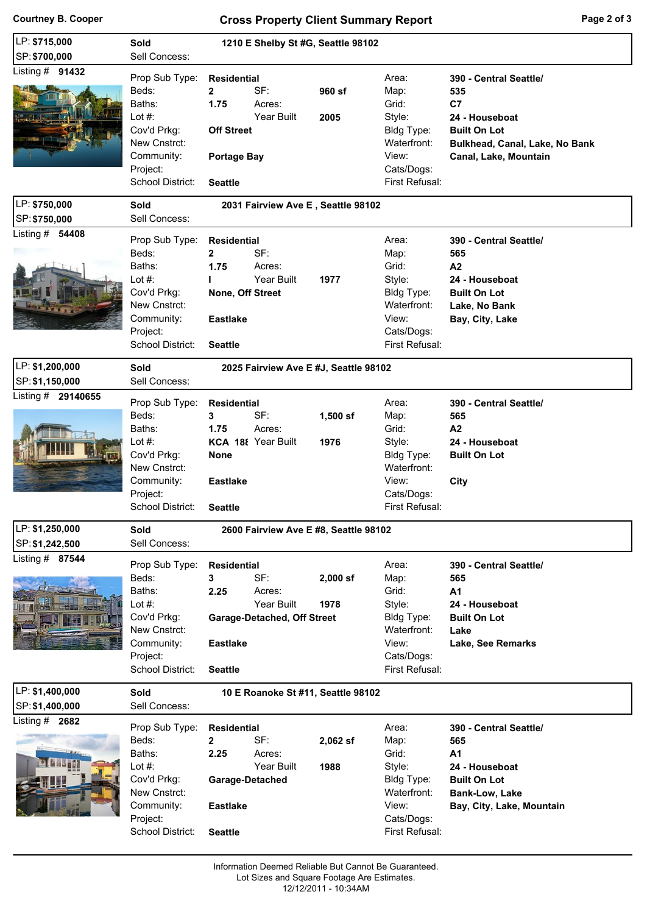# Cross Property Client Summary Report

Courtney B. Cooper

---

**LP: $715,000**
**SP: $700,000**

**Sold** — **1210 E Shelby St #G, Seattle 98102**

Sell Concess:

Listing # **91432**

| | | | | | |
|---|---|---|---|---|---|
| Prop Sub Type: | **Residential** | | | Area: | **390 - Central Seattle/** |
| Beds: | **2** | SF: | **960 sf** | Map: | **535** |
| Baths: | **1.75** | Acres: | | Grid: | **C7** |
| Lot #: | | Year Built | **2005** | Style: | **24 - Houseboat** |
| Cov'd Prkg: | **Off Street** | | | Bldg Type: | **Built On Lot** |
| New Cnstrct: | | | | Waterfront: | **Bulkhead, Canal, Lake, No Bank** |
| Community: | **Portage Bay** | | | View: | **Canal, Lake, Mountain** |
| Project: | | | | Cats/Dogs: | |
| School District: | **Seattle** | | | First Refusal: | |

---

**LP: $750,000**
**SP: $750,000**

**Sold** — **2031 Fairview Ave E , Seattle 98102**

Sell Concess:

Listing # **54408**

| | | | | | |
|---|---|---|---|---|---|
| Prop Sub Type: | **Residential** | | | Area: | **390 - Central Seattle/** |
| Beds: | **2** | SF: | | Map: | **565** |
| Baths: | **1.75** | Acres: | | Grid: | **A2** |
| Lot #: | **I** | Year Built | **1977** | Style: | **24 - Houseboat** |
| Cov'd Prkg: | **None, Off Street** | | | Bldg Type: | **Built On Lot** |
| New Cnstrct: | | | | Waterfront: | **Lake, No Bank** |
| Community: | **Eastlake** | | | View: | **Bay, City, Lake** |
| Project: | | | | Cats/Dogs: | |
| School District: | **Seattle** | | | First Refusal: | |

---

**LP: $1,200,000**
**SP: $1,150,000**

**Sold** — **2025 Fairview Ave E #J, Seattle 98102**

Sell Concess:

Listing # **29140655**

| | | | | | |
|---|---|---|---|---|---|
| Prop Sub Type: | **Residential** | | | Area: | **390 - Central Seattle/** |
| Beds: | **3** | SF: | **1,500 sf** | Map: | **565** |
| Baths: | **1.75** | Acres: | | Grid: | **A2** |
| Lot #: | **KCA 188** | Year Built | **1976** | Style: | **24 - Houseboat** |
| Cov'd Prkg: | **None** | | | Bldg Type: | **Built On Lot** |
| New Cnstrct: | | | | Waterfront: | |
| Community: | **Eastlake** | | | View: | **City** |
| Project: | | | | Cats/Dogs: | |
| School District: | **Seattle** | | | First Refusal: | |

---

**LP: $1,250,000**
**SP: $1,242,500**

**Sold** — **2600 Fairview Ave E #8, Seattle 98102**

Sell Concess:

Listing # **87544**

| | | | | | |
|---|---|---|---|---|---|
| Prop Sub Type: | **Residential** | | | Area: | **390 - Central Seattle/** |
| Beds: | **3** | SF: | **2,000 sf** | Map: | **565** |
| Baths: | **2.25** | Acres: | | Grid: | **A1** |
| Lot #: | | Year Built | **1978** | Style: | **24 - Houseboat** |
| Cov'd Prkg: | **Garage-Detached, Off Street** | | | Bldg Type: | **Built On Lot** |
| New Cnstrct: | | | | Waterfront: | **Lake** |
| Community: | **Eastlake** | | | View: | **Lake, See Remarks** |
| Project: | | | | Cats/Dogs: | |
| School District: | **Seattle** | | | First Refusal: | |

---

**LP: $1,400,000**
**SP: $1,400,000**

**Sold** — **10 E Roanoke St #11, Seattle 98102**

Sell Concess:

Listing # **2682**

| | | | | | |
|---|---|---|---|---|---|
| Prop Sub Type: | **Residential** | | | Area: | **390 - Central Seattle/** |
| Beds: | **2** | SF: | **2,062 sf** | Map: | **565** |
| Baths: | **2.25** | Acres: | | Grid: | **A1** |
| Lot #: | | Year Built | **1988** | Style: | **24 - Houseboat** |
| Cov'd Prkg: | **Garage-Detached** | | | Bldg Type: | **Built On Lot** |
| New Cnstrct: | | | | Waterfront: | **Bank-Low, Lake** |
| Community: | **Eastlake** | | | View: | **Bay, City, Lake, Mountain** |
| Project: | | | | Cats/Dogs: | |
| School District: | **Seattle** | | | First Refusal: | |

---

Information Deemed Reliable But Cannot Be Guaranteed.
Lot Sizes and Square Footage Are Estimates.
12/12/2011 - 10:34AM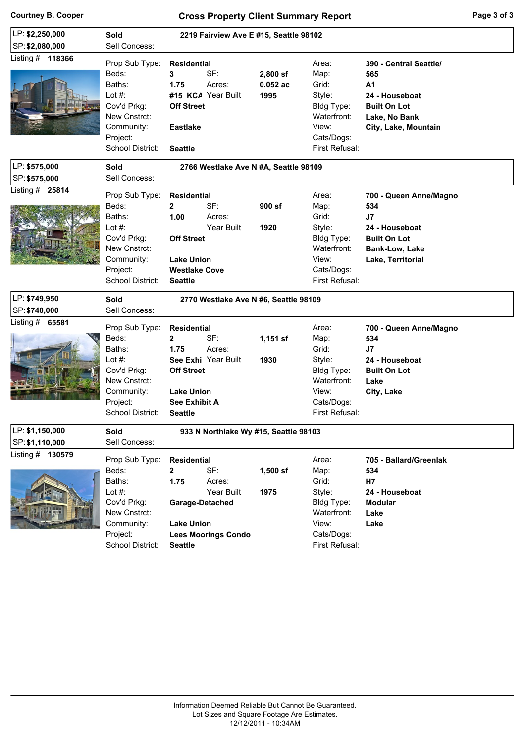| | | | | | | |
|---|---|---|---|---|---|---|
| LP: **$2,250,000** SP: **$2,080,000** | **Sold** Sell Concess: | **2219 Fairview Ave E #15, Seattle 98102** | | | | |
| Listing # **118366** | Prop Sub Type: | **Residential** | | | Area: | **390 - Central Seattle/** |
| | Beds: | **3** | SF: | **2,800 sf** | Map: | **565** |
| | Baths: | **1.75** | Acres: | **0.052 ac** | Grid: | **A1** |
| | Lot #: | **#15 KCA** | Year Built | **1995** | Style: | **24 - Houseboat** |
| | Cov'd Prkg: | **Off Street** | | | Bldg Type: | **Built On Lot** |
| | New Cnstrct: | | | | Waterfront: | **Lake, No Bank** |
| | Community: | **Eastlake** | | | View: | **City, Lake, Mountain** |
| | Project: | | | | Cats/Dogs: | |
| | School District: | **Seattle** | | | First Refusal: | |

| | | | | | | |
|---|---|---|---|---|---|---|
| LP: **$575,000** SP: **$575,000** | **Sold** Sell Concess: | **2766 Westlake Ave N #A, Seattle 98109** | | | | |
| Listing # **25814** | Prop Sub Type: | **Residential** | | | Area: | **700 - Queen Anne/Magno** |
| | Beds: | **2** | SF: | **900 sf** | Map: | **534** |
| | Baths: | **1.00** | Acres: | | Grid: | **J7** |
| | Lot #: | | Year Built | **1920** | Style: | **24 - Houseboat** |
| | Cov'd Prkg: | **Off Street** | | | Bldg Type: | **Built On Lot** |
| | New Cnstrct: | | | | Waterfront: | **Bank-Low, Lake** |
| | Community: | **Lake Union** | | | View: | **Lake, Territorial** |
| | Project: | **Westlake Cove** | | | Cats/Dogs: | |
| | School District: | **Seattle** | | | First Refusal: | |

| | | | | | | |
|---|---|---|---|---|---|---|
| LP: **$749,950** SP: **$740,000** | **Sold** Sell Concess: | **2770 Westlake Ave N #6, Seattle 98109** | | | | |
| Listing # **65581** | Prop Sub Type: | **Residential** | | | Area: | **700 - Queen Anne/Magno** |
| | Beds: | **2** | SF: | **1,151 sf** | Map: | **534** |
| | Baths: | **1.75** | Acres: | | Grid: | **J7** |
| | Lot #: | **See Exhi** | Year Built | **1930** | Style: | **24 - Houseboat** |
| | Cov'd Prkg: | **Off Street** | | | Bldg Type: | **Built On Lot** |
| | New Cnstrct: | | | | Waterfront: | **Lake** |
| | Community: | **Lake Union** | | | View: | **City, Lake** |
| | Project: | **See Exhibit A** | | | Cats/Dogs: | |
| | School District: | **Seattle** | | | First Refusal: | |

| | | | | | | |
|---|---|---|---|---|---|---|
| LP: **$1,150,000** SP: **$1,110,000** | **Sold** Sell Concess: | **933 N Northlake Wy #15, Seattle 98103** | | | | |
| Listing # **130579** | Prop Sub Type: | **Residential** | | | Area: | **705 - Ballard/Greenlak** |
| | Beds: | **2** | SF: | **1,500 sf** | Map: | **534** |
| | Baths: | **1.75** | Acres: | | Grid: | **H7** |
| | Lot #: | | Year Built | **1975** | Style: | **24 - Houseboat** |
| | Cov'd Prkg: | **Garage-Detached** | | | Bldg Type: | **Modular** |
| | New Cnstrct: | | | | Waterfront: | **Lake** |
| | Community: | **Lake Union** | | | View: | **Lake** |
| | Project: | **Lees Moorings Condo** | | | Cats/Dogs: | |
| | School District: | **Seattle** | | | First Refusal: | |

Information Deemed Reliable But Cannot Be Guaranteed.
Lot Sizes and Square Footage Are Estimates.
12/12/2011 - 10:34AM